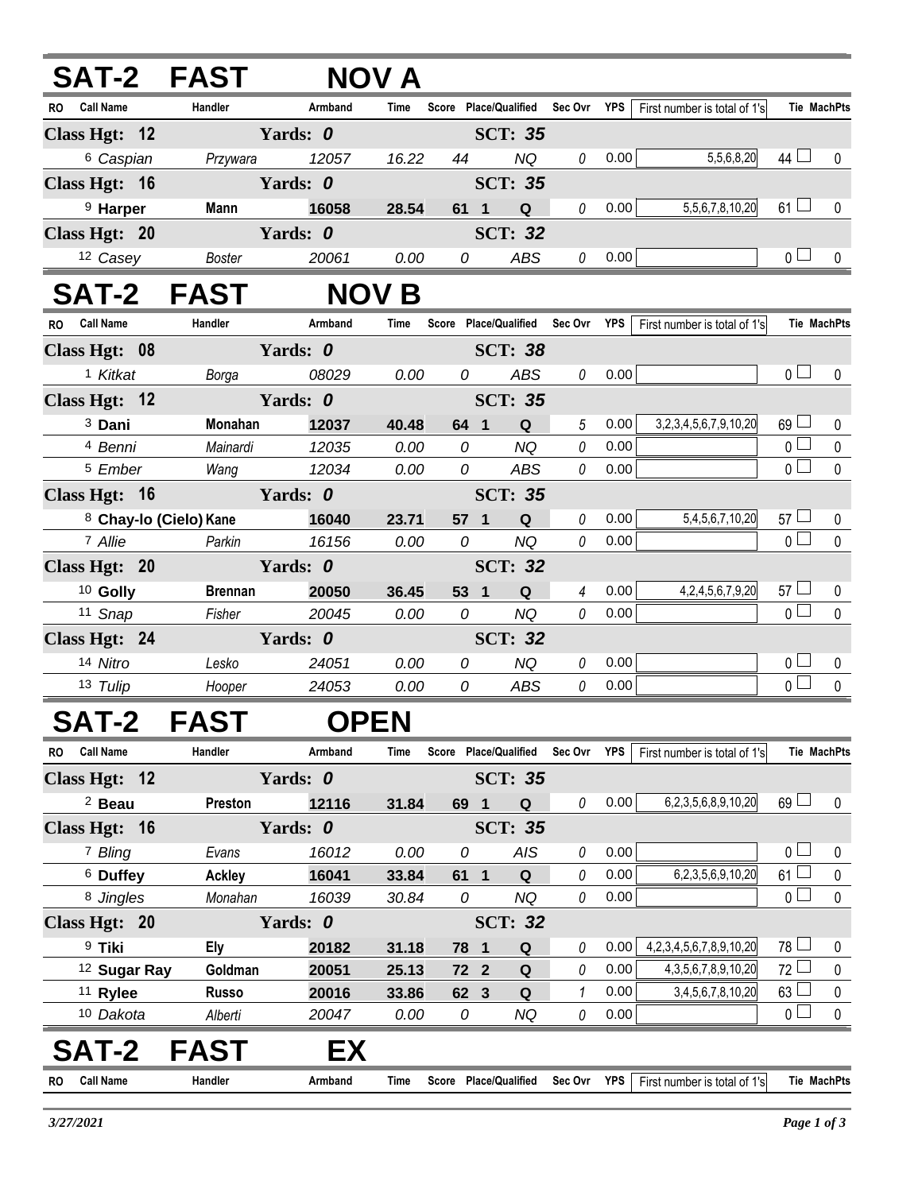## SAT-2 FAST NOV A

| RO | Call Name | Handler | Armband | Time | Score | Place | Qualified | Sec Ovr | YPS | First number is total of 1's | Tie | MachPts |
|---|---|---|---|---|---|---|---|---|---|---|---|---|
| **Class Hgt: 12** | | **Yards: 0** | | | | | **SCT: 35** | | | | | |
| 6 | *Caspian* | *Przywara* | *12057* | *16.22* | *44* | | *NQ* | 0 | 0.00 | 5,5,6,8,20 | 44 | 0 |
| **Class Hgt: 16** | | **Yards: 0** | | | | | **SCT: 35** | | | | | |
| 9 | **Harper** | **Mann** | **16058** | **28.54** | **61** | **1** | **Q** | 0 | 0.00 | 5,5,6,7,8,10,20 | 61 | 0 |
| **Class Hgt: 20** | | **Yards: 0** | | | | | **SCT: 32** | | | | | |
| 12 | *Casey* | *Boster* | *20061* | *0.00* | *0* | | *ABS* | 0 | 0.00 | | 0 | 0 |

## SAT-2 FAST NOV B

| RO | Call Name | Handler | Armband | Time | Score | Place | Qualified | Sec Ovr | YPS | First number is total of 1's | Tie | MachPts |
|---|---|---|---|---|---|---|---|---|---|---|---|---|
| **Class Hgt: 08** | | **Yards: 0** | | | | | **SCT: 38** | | | | | |
| 1 | *Kitkat* | *Borga* | *08029* | *0.00* | *0* | | *ABS* | 0 | 0.00 | | 0 | 0 |
| **Class Hgt: 12** | | **Yards: 0** | | | | | **SCT: 35** | | | | | |
| 3 | **Dani** | **Monahan** | **12037** | **40.48** | **64** | **1** | **Q** | 5 | 0.00 | 3,2,3,4,5,6,7,9,10,20 | 69 | 0 |
| 4 | *Benni* | *Mainardi* | *12035* | *0.00* | *0* | | *NQ* | 0 | 0.00 | | 0 | 0 |
| 5 | *Ember* | *Wang* | *12034* | *0.00* | *0* | | *ABS* | 0 | 0.00 | | 0 | 0 |
| **Class Hgt: 16** | | **Yards: 0** | | | | | **SCT: 35** | | | | | |
| 8 | **Chay-lo (Cielo)** | **Kane** | **16040** | **23.71** | **57** | **1** | **Q** | 0 | 0.00 | 5,4,5,6,7,10,20 | 57 | 0 |
| 7 | *Allie* | *Parkin* | *16156* | *0.00* | *0* | | *NQ* | 0 | 0.00 | | 0 | 0 |
| **Class Hgt: 20** | | **Yards: 0** | | | | | **SCT: 32** | | | | | |
| 10 | **Golly** | **Brennan** | **20050** | **36.45** | **53** | **1** | **Q** | 4 | 0.00 | 4,2,4,5,6,7,9,20 | 57 | 0 |
| 11 | *Snap* | *Fisher* | *20045* | *0.00* | *0* | | *NQ* | 0 | 0.00 | | 0 | 0 |
| **Class Hgt: 24** | | **Yards: 0** | | | | | **SCT: 32** | | | | | |
| 14 | *Nitro* | *Lesko* | *24051* | *0.00* | *0* | | *NQ* | 0 | 0.00 | | 0 | 0 |
| 13 | *Tulip* | *Hooper* | *24053* | *0.00* | *0* | | *ABS* | 0 | 0.00 | | 0 | 0 |

## SAT-2 FAST OPEN

| RO | Call Name | Handler | Armband | Time | Score | Place | Qualified | Sec Ovr | YPS | First number is total of 1's | Tie | MachPts |
|---|---|---|---|---|---|---|---|---|---|---|---|---|
| **Class Hgt: 12** | | **Yards: 0** | | | | | **SCT: 35** | | | | | |
| 2 | **Beau** | **Preston** | **12116** | **31.84** | **69** | **1** | **Q** | 0 | 0.00 | 6,2,3,5,6,8,9,10,20 | 69 | 0 |
| **Class Hgt: 16** | | **Yards: 0** | | | | | **SCT: 35** | | | | | |
| 7 | *Bling* | *Evans* | *16012* | *0.00* | *0* | | *AIS* | 0 | 0.00 | | 0 | 0 |
| 6 | **Duffey** | **Ackley** | **16041** | **33.84** | **61** | **1** | **Q** | 0 | 0.00 | 6,2,3,5,6,9,10,20 | 61 | 0 |
| 8 | *Jingles* | *Monahan* | *16039* | *30.84* | *0* | | *NQ* | 0 | 0.00 | | 0 | 0 |
| **Class Hgt: 20** | | **Yards: 0** | | | | | **SCT: 32** | | | | | |
| 9 | **Tiki** | **Ely** | **20182** | **31.18** | **78** | **1** | **Q** | 0 | 0.00 | 4,2,3,4,5,6,7,8,9,10,20 | 78 | 0 |
| 12 | **Sugar Ray** | **Goldman** | **20051** | **25.13** | **72** | **2** | **Q** | 0 | 0.00 | 4,3,5,6,7,8,9,10,20 | 72 | 0 |
| 11 | **Rylee** | **Russo** | **20016** | **33.86** | **62** | **3** | **Q** | 1 | 0.00 | 3,4,5,6,7,8,10,20 | 63 | 0 |
| 10 | *Dakota* | *Alberti* | *20047* | *0.00* | *0* | | *NQ* | 0 | 0.00 | | 0 | 0 |

## SAT-2 FAST EX

| RO | Call Name | Handler | Armband | Time | Score | Place | Qualified | Sec Ovr | YPS | First number is total of 1's | Tie | MachPts |
|---|---|---|---|---|---|---|---|---|---|---|---|---|

*3/27/2021*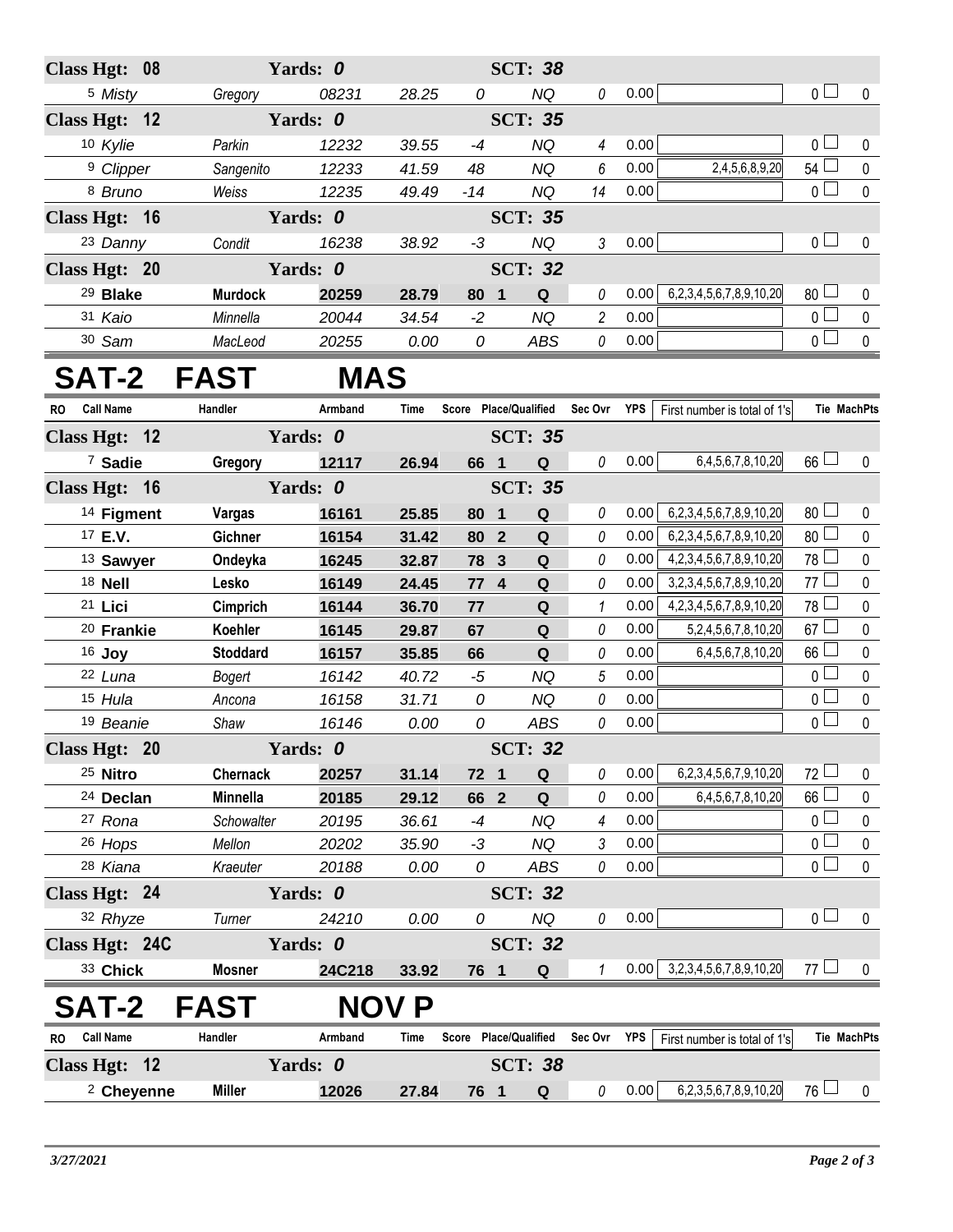| RO | Call Name | Handler | Armband | Time | Score | Place/Qualified | | Sec Ovr | YPS | First number is total of 1's | Tie | MachPts |
|---|---|---|---|---|---|---|---|---|---|---|---|---|
| **Class Hgt: 08** | | **Yards: 0** | | | | **SCT: 38** | | | | | | |
| 5 | *Misty* | *Gregory* | *08231* | *28.25* | *0* | | *NQ* | 0 | 0.00 | | 0 | 0 |
| **Class Hgt: 12** | | **Yards: 0** | | | | **SCT: 35** | | | | | | |
| 10 | *Kylie* | *Parkin* | *12232* | *39.55* | *-4* | | *NQ* | 4 | 0.00 | | 0 | 0 |
| 9 | *Clipper* | *Sangenito* | *12233* | *41.59* | *48* | | *NQ* | 6 | 0.00 | 2,4,5,6,8,9,20 | 54 | 0 |
| 8 | *Bruno* | *Weiss* | *12235* | *49.49* | *-14* | | *NQ* | 14 | 0.00 | | 0 | 0 |
| **Class Hgt: 16** | | **Yards: 0** | | | | **SCT: 35** | | | | | | |
| 23 | *Danny* | *Condit* | *16238* | *38.92* | *-3* | | *NQ* | 3 | 0.00 | | 0 | 0 |
| **Class Hgt: 20** | | **Yards: 0** | | | | **SCT: 32** | | | | | | |
| 29 | **Blake** | **Murdock** | **20259** | **28.79** | **80** | **1** | **Q** | 0 | 0.00 | 6,2,3,4,5,6,7,8,9,10,20 | 80 | 0 |
| 31 | *Kaio* | *Minnella* | *20044* | *34.54* | *-2* | | *NQ* | 2 | 0.00 | | 0 | 0 |
| 30 | *Sam* | *MacLeod* | *20255* | *0.00* | *0* | | *ABS* | 0 | 0.00 | | 0 | 0 |

# SAT-2 FAST MAS

| RO | Call Name | Handler | Armband | Time | Score | Place/Qualified | | Sec Ovr | YPS | First number is total of 1's | Tie | MachPts |
|---|---|---|---|---|---|---|---|---|---|---|---|---|
| **Class Hgt: 12** | | **Yards: 0** | | | | **SCT: 35** | | | | | | |
| 7 | **Sadie** | **Gregory** | **12117** | **26.94** | **66** | **1** | **Q** | 0 | 0.00 | 6,4,5,6,7,8,10,20 | 66 | 0 |
| **Class Hgt: 16** | | **Yards: 0** | | | | **SCT: 35** | | | | | | |
| 14 | **Figment** | **Vargas** | **16161** | **25.85** | **80** | **1** | **Q** | 0 | 0.00 | 6,2,3,4,5,6,7,8,9,10,20 | 80 | 0 |
| 17 | **E.V.** | **Gichner** | **16154** | **31.42** | **80** | **2** | **Q** | 0 | 0.00 | 6,2,3,4,5,6,7,8,9,10,20 | 80 | 0 |
| 13 | **Sawyer** | **Ondeyka** | **16245** | **32.87** | **78** | **3** | **Q** | 0 | 0.00 | 4,2,3,4,5,6,7,8,9,10,20 | 78 | 0 |
| 18 | **Nell** | **Lesko** | **16149** | **24.45** | **77** | **4** | **Q** | 0 | 0.00 | 3,2,3,4,5,6,7,8,9,10,20 | 77 | 0 |
| 21 | **Lici** | **Cimprich** | **16144** | **36.70** | **77** | | **Q** | 1 | 0.00 | 4,2,3,4,5,6,7,8,9,10,20 | 78 | 0 |
| 20 | **Frankie** | **Koehler** | **16145** | **29.87** | **67** | | **Q** | 0 | 0.00 | 5,2,4,5,6,7,8,10,20 | 67 | 0 |
| 16 | **Joy** | **Stoddard** | **16157** | **35.85** | **66** | | **Q** | 0 | 0.00 | 6,4,5,6,7,8,10,20 | 66 | 0 |
| 22 | *Luna* | *Bogert* | *16142* | *40.72* | *-5* | | *NQ* | 5 | 0.00 | | 0 | 0 |
| 15 | *Hula* | *Ancona* | *16158* | *31.71* | *0* | | *NQ* | 0 | 0.00 | | 0 | 0 |
| 19 | *Beanie* | *Shaw* | *16146* | *0.00* | *0* | | *ABS* | 0 | 0.00 | | 0 | 0 |
| **Class Hgt: 20** | | **Yards: 0** | | | | **SCT: 32** | | | | | | |
| 25 | **Nitro** | **Chernack** | **20257** | **31.14** | **72** | **1** | **Q** | 0 | 0.00 | 6,2,3,4,5,6,7,9,10,20 | 72 | 0 |
| 24 | **Declan** | **Minnella** | **20185** | **29.12** | **66** | **2** | **Q** | 0 | 0.00 | 6,4,5,6,7,8,10,20 | 66 | 0 |
| 27 | *Rona* | *Schowalter* | *20195* | *36.61* | *-4* | | *NQ* | 4 | 0.00 | | 0 | 0 |
| 26 | *Hops* | *Mellon* | *20202* | *35.90* | *-3* | | *NQ* | 3 | 0.00 | | 0 | 0 |
| 28 | *Kiana* | *Kraeuter* | *20188* | *0.00* | *0* | | *ABS* | 0 | 0.00 | | 0 | 0 |
| **Class Hgt: 24** | | **Yards: 0** | | | | **SCT: 32** | | | | | | |
| 32 | *Rhyze* | *Turner* | *24210* | *0.00* | *0* | | *NQ* | 0 | 0.00 | | 0 | 0 |
| **Class Hgt: 24C** | | **Yards: 0** | | | | **SCT: 32** | | | | | | |
| 33 | **Chick** | **Mosner** | **24C218** | **33.92** | **76** | **1** | **Q** | 1 | 0.00 | 3,2,3,4,5,6,7,8,9,10,20 | 77 | 0 |

# SAT-2 FAST NOV P

| RO | Call Name | Handler | Armband | Time | Score | Place/Qualified | | Sec Ovr | YPS | First number is total of 1's | Tie | MachPts |
|---|---|---|---|---|---|---|---|---|---|---|---|---|
| **Class Hgt: 12** | | **Yards: 0** | | | | **SCT: 38** | | | | | | |
| 2 | **Cheyenne** | **Miller** | **12026** | **27.84** | **76** | **1** | **Q** | 0 | 0.00 | 6,2,3,5,6,7,8,9,10,20 | 76 | 0 |

*3/27/2021*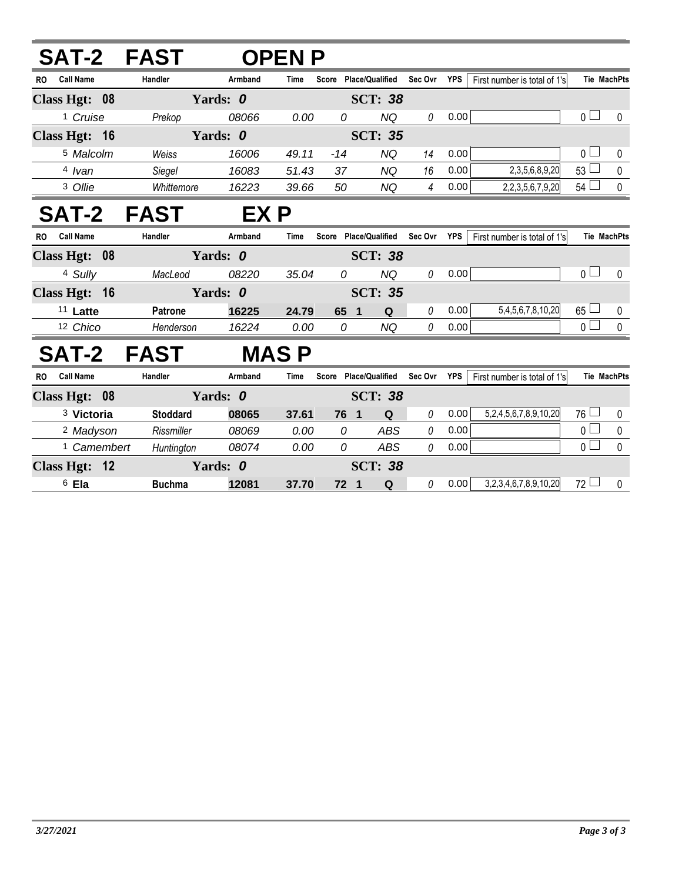# SAT-2 FAST OPEN P

| RO | Call Name | Handler | Armband | Time | Score | Place/Qualified | Sec Ovr | YPS | First number is total of 1's | Tie | MachPts |
|---|---|---|---|---|---|---|---|---|---|---|---|
| **Class Hgt: 08** | | **Yards: *0*** | | | | **SCT: *38*** | | | | | |
| 1 | *Cruise* | *Prekop* | *08066* | *0.00* | *0* | *NQ* | *0* | 0.00 | | 0 | 0 |
| **Class Hgt: 16** | | **Yards: *0*** | | | | **SCT: *35*** | | | | | |
| 5 | *Malcolm* | *Weiss* | *16006* | *49.11* | *-14* | *NQ* | *14* | 0.00 | | 0 | 0 |
| 4 | *Ivan* | *Siegel* | *16083* | *51.43* | *37* | *NQ* | *16* | 0.00 | 2,3,5,6,8,9,20 | 53 | 0 |
| 3 | *Ollie* | *Whittemore* | *16223* | *39.66* | *50* | *NQ* | *4* | 0.00 | 2,2,3,5,6,7,9,20 | 54 | 0 |

# SAT-2 FAST EX P

| RO | Call Name | Handler | Armband | Time | Score | Place/Qualified | Sec Ovr | YPS | First number is total of 1's | Tie | MachPts |
|---|---|---|---|---|---|---|---|---|---|---|---|
| **Class Hgt: 08** | | **Yards: *0*** | | | | **SCT: *38*** | | | | | |
| 4 | *Sully* | *MacLeod* | *08220* | *35.04* | *0* | *NQ* | *0* | 0.00 | | 0 | 0 |
| **Class Hgt: 16** | | **Yards: *0*** | | | | **SCT: *35*** | | | | | |
| 11 | **Latte** | **Patrone** | **16225** | **24.79** | **65** | **1 Q** | *0* | 0.00 | 5,4,5,6,7,8,10,20 | 65 | 0 |
| 12 | *Chico* | *Henderson* | *16224* | *0.00* | *0* | *NQ* | *0* | 0.00 | | 0 | 0 |

# SAT-2 FAST MAS P

| RO | Call Name | Handler | Armband | Time | Score | Place/Qualified | Sec Ovr | YPS | First number is total of 1's | Tie | MachPts |
|---|---|---|---|---|---|---|---|---|---|---|---|
| **Class Hgt: 08** | | **Yards: *0*** | | | | **SCT: *38*** | | | | | |
| 3 | **Victoria** | **Stoddard** | **08065** | **37.61** | **76** | **1 Q** | *0* | 0.00 | 5,2,4,5,6,7,8,9,10,20 | 76 | 0 |
| 2 | *Madyson* | *Rissmiller* | *08069* | *0.00* | *0* | *ABS* | *0* | 0.00 | | 0 | 0 |
| 1 | *Camembert* | *Huntington* | *08074* | *0.00* | *0* | *ABS* | *0* | 0.00 | | 0 | 0 |
| **Class Hgt: 12** | | **Yards: *0*** | | | | **SCT: *38*** | | | | | |
| 6 | **Ela** | **Buchma** | **12081** | **37.70** | **72** | **1 Q** | *0* | 0.00 | 3,2,3,4,6,7,8,9,10,20 | 72 | 0 |

*3/27/2021*